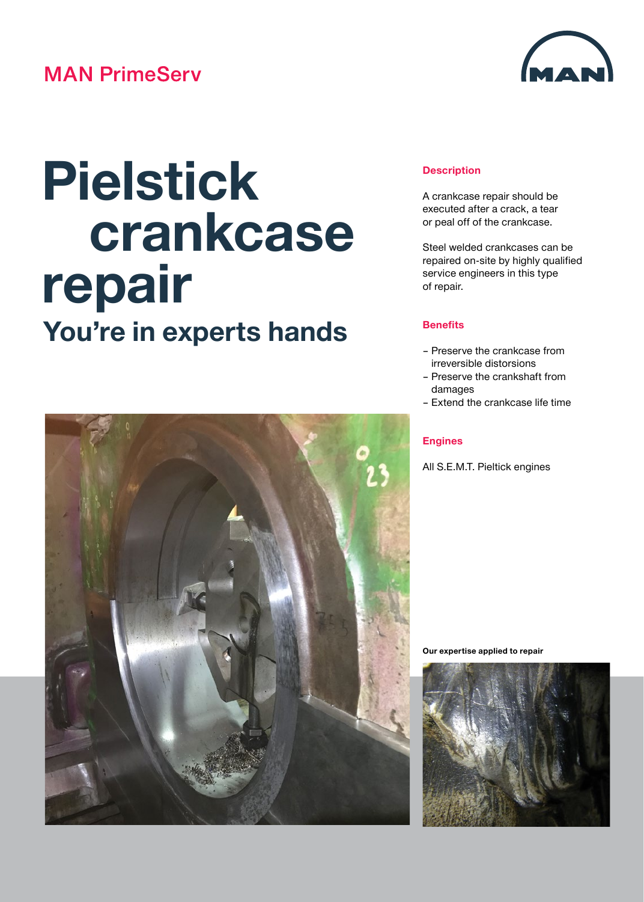MAN PrimeServ

# Pielstick crankcase repair

## You're in experts hands

### Description

A crankcase repair should be executed after a crack, a tear or peal off of the crankcase.

Steel welded crankcases can be repaired on-site by highly qualified service engineers in this type of repair.

### Benefits

- Preserve the crankcase from irreversible distorsions
- Preserve the crankshaft from damages
- Extend the crankcase life time

### Engines

All S.E.M.T. Pieltick engines

**Our expertise applied to repair**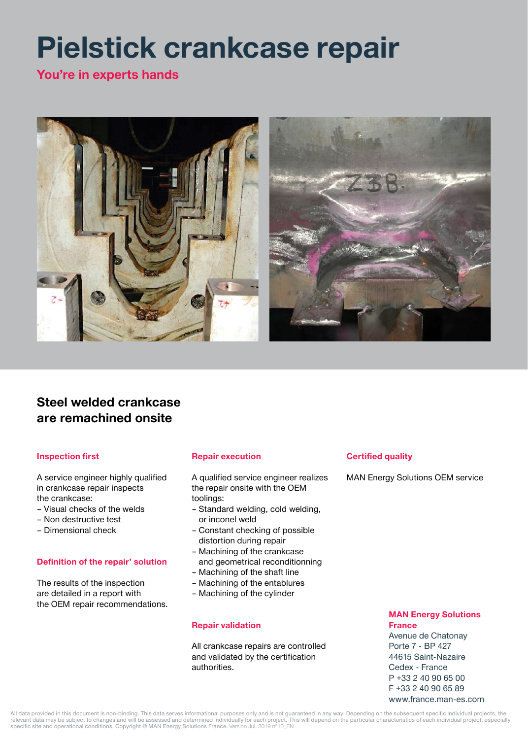# Pielstick crankcase repair

**You're in experts hands**

## Steel welded crankcase are remachined onsite

### Inspection first

A service engineer highly qualified in crankcase repair inspects the crankcase:
- Visual checks of the welds
- Non destructive test
- Dimensional check

### Definition of the repair' solution

The results of the inspection are detailed in a report with the OEM repair recommendations.

### Repair execution

A qualified service engineer realizes the repair onsite with the OEM toolings:
- Standard welding, cold welding, or inconel weld
- Constant checking of possible distortion during repair
- Machining of the crankcase and geometrical reconditionning
- Machining of the shaft line
- Machining of the entablures
- Machining of the cylinder

### Repair validation

All crankcase repairs are controlled and validated by the certification authorities.

### Certified quality

MAN Energy Solutions OEM service

**MAN Energy Solutions France**
Avenue de Chatonay
Porte 7 - BP 427
44615 Saint-Nazaire
Cedex - France
P +33 2 40 90 65 00
F +33 2 40 90 65 89
www.france.man-es.com

All data provided in this document is non-binding. This data serves informational purposes only and is not guaranteed in any way. Depending on the subsequent specific individual projects, the relevant data may be subject to changes and will be assessed and determined individually for each project. This will depend on the particular characteristics of each individual project, especially specific site and operational conditions. Copyright © MAN Energy Solutions France. Version Jul. 2019 n°10_EN